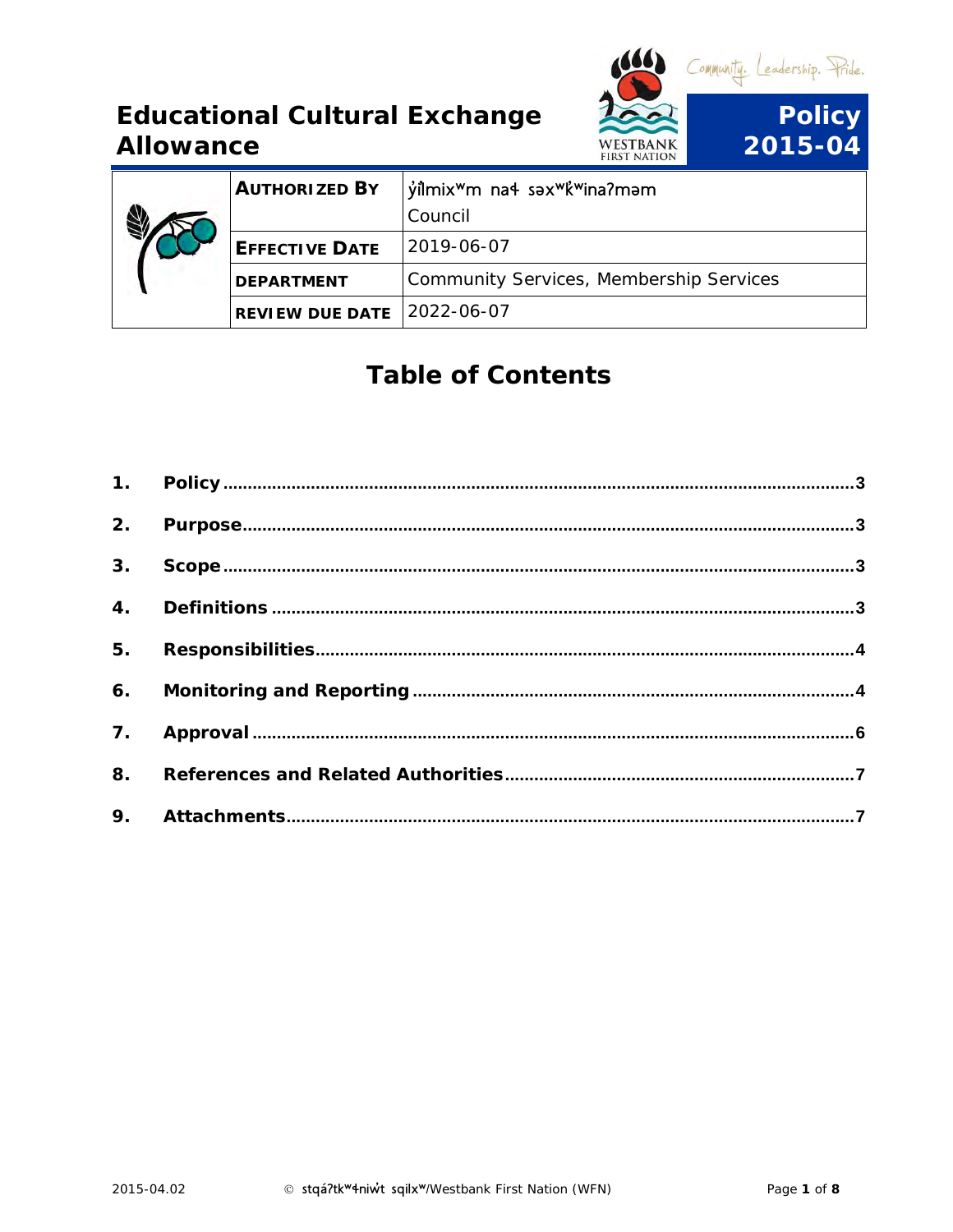# Educational Cultural Exchange Allowance

Community. Leadership. Pride.

WESTBANK FIRST NATION

**Policy 2015-04**

| | |
|---|---|
| **AUTHORIZED BY** | y̓ilmixʷm naɬ səxʷk̓ʷinaʔməm Council |
| **EFFECTIVE DATE** | 2019-06-07 |
| **DEPARTMENT** | Community Services, Membership Services |
| **REVIEW DUE DATE** | 2022-06-07 |

## Table of Contents

1. **Policy** ........ 3
2. **Purpose** ........ 3
3. **Scope** ........ 3
4. **Definitions** ........ 3
5. **Responsibilities** ........ 4
6. **Monitoring and Reporting** ........ 4
7. **Approval** ........ 6
8. **References and Related Authorities** ........ 7
9. **Attachments** ........ 7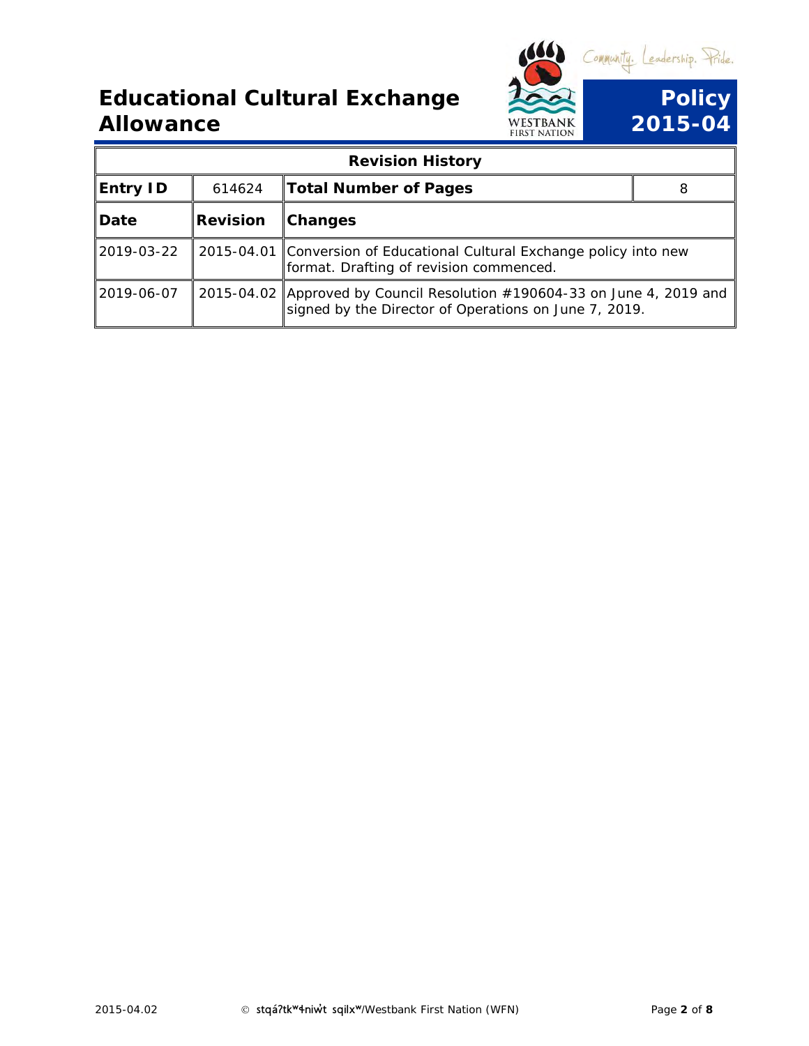# Educational Cultural Exchange Allowance

**Policy 2015-04**

| Revision History | | | |
|---|---|---|---|
| **Entry ID** | 614624 | **Total Number of Pages** | 8 |
| **Date** | **Revision** | **Changes** | |
| 2019-03-22 | 2015-04.01 | Conversion of Educational Cultural Exchange policy into new format. Drafting of revision commenced. | |
| 2019-06-07 | 2015-04.02 | Approved by Council Resolution #190604-33 on June 4, 2019 and signed by the Director of Operations on June 7, 2019. | |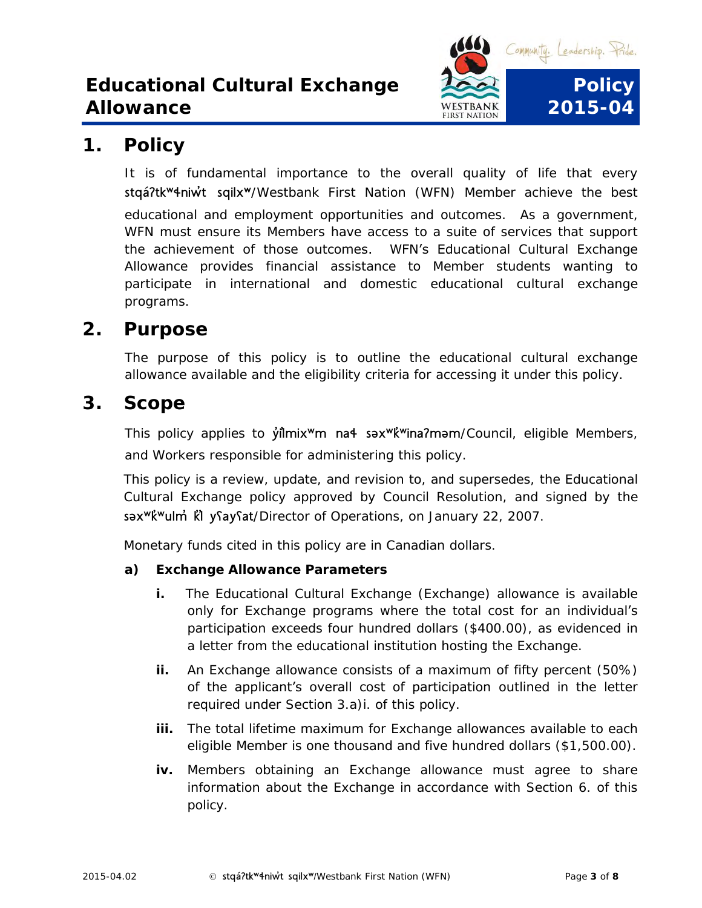## 1. Policy

It is of fundamental importance to the overall quality of life that every stqaʔtkʷɬniw̓t sqilxʷ/Westbank First Nation (WFN) Member achieve the best educational and employment opportunities and outcomes. As a government, WFN must ensure its Members have access to a suite of services that support the achievement of those outcomes. WFN's Educational Cultural Exchange Allowance provides financial assistance to Member students wanting to participate in international and domestic educational cultural exchange programs.

## 2. Purpose

The purpose of this policy is to outline the educational cultural exchange allowance available and the eligibility criteria for accessing it under this policy.

## 3. Scope

This policy applies to y̓il̓mixʷm naɬ səxʷk̓ʷinaʔməm/Council, eligible Members, and Workers responsible for administering this policy.

This policy is a review, update, and revision to, and supersedes, the Educational Cultural Exchange policy approved by Council Resolution, and signed by the səxʷk̓ʷulm̓ k̓l yʕayʕat/Director of Operations, on January 22, 2007.

Monetary funds cited in this policy are in Canadian dollars.

**a) Exchange Allowance Parameters**

**i.** The Educational Cultural Exchange (Exchange) allowance is available only for Exchange programs where the total cost for an individual's participation exceeds four hundred dollars ($400.00), as evidenced in a letter from the educational institution hosting the Exchange.

**ii.** An Exchange allowance consists of a maximum of fifty percent (50%) of the applicant's overall cost of participation outlined in the letter required under Section 3.a)i. of this policy.

**iii.** The total lifetime maximum for Exchange allowances available to each eligible Member is one thousand and five hundred dollars ($1,500.00).

**iv.** Members obtaining an Exchange allowance must agree to share information about the Exchange in accordance with Section 6. of this policy.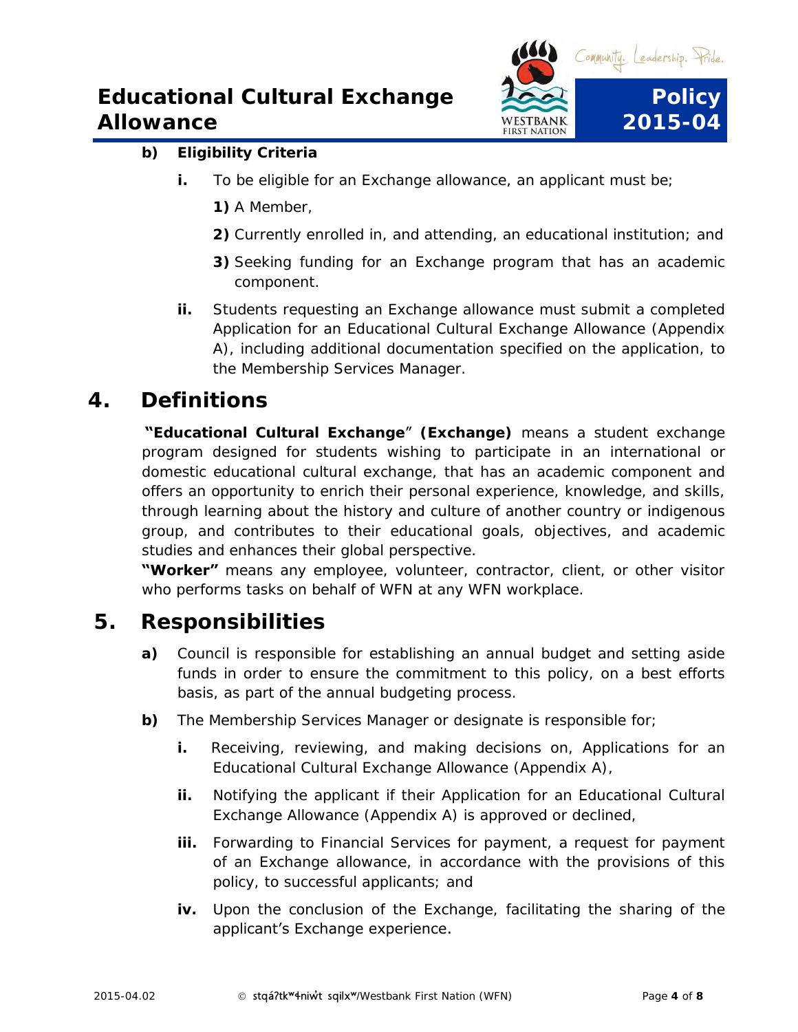**b) Eligibility Criteria**

**i.** To be eligible for an Exchange allowance, an applicant must be;

**1)** A Member,

**2)** Currently enrolled in, and attending, an educational institution; and

**3)** Seeking funding for an Exchange program that has an academic component.

**ii.** Students requesting an Exchange allowance must submit a completed Application for an Educational Cultural Exchange Allowance (Appendix A), including additional documentation specified on the application, to the Membership Services Manager.

# 4. Definitions

**"Educational Cultural Exchange" (Exchange)** means a student exchange program designed for students wishing to participate in an international or domestic educational cultural exchange, that has an academic component and offers an opportunity to enrich their personal experience, knowledge, and skills, through learning about the history and culture of another country or indigenous group, and contributes to their educational goals, objectives, and academic studies and enhances their global perspective.

**"Worker"** means any employee, volunteer, contractor, client, or other visitor who performs tasks on behalf of WFN at any WFN workplace.

# 5. Responsibilities

**a)** Council is responsible for establishing an annual budget and setting aside funds in order to ensure the commitment to this policy, on a best efforts basis, as part of the annual budgeting process.

**b)** The Membership Services Manager or designate is responsible for;

**i.** Receiving, reviewing, and making decisions on, Applications for an Educational Cultural Exchange Allowance (Appendix A),

**ii.** Notifying the applicant if their Application for an Educational Cultural Exchange Allowance (Appendix A) is approved or declined,

**iii.** Forwarding to Financial Services for payment, a request for payment of an Exchange allowance, in accordance with the provisions of this policy, to successful applicants; and

**iv.** Upon the conclusion of the Exchange, facilitating the sharing of the applicant's Exchange experience.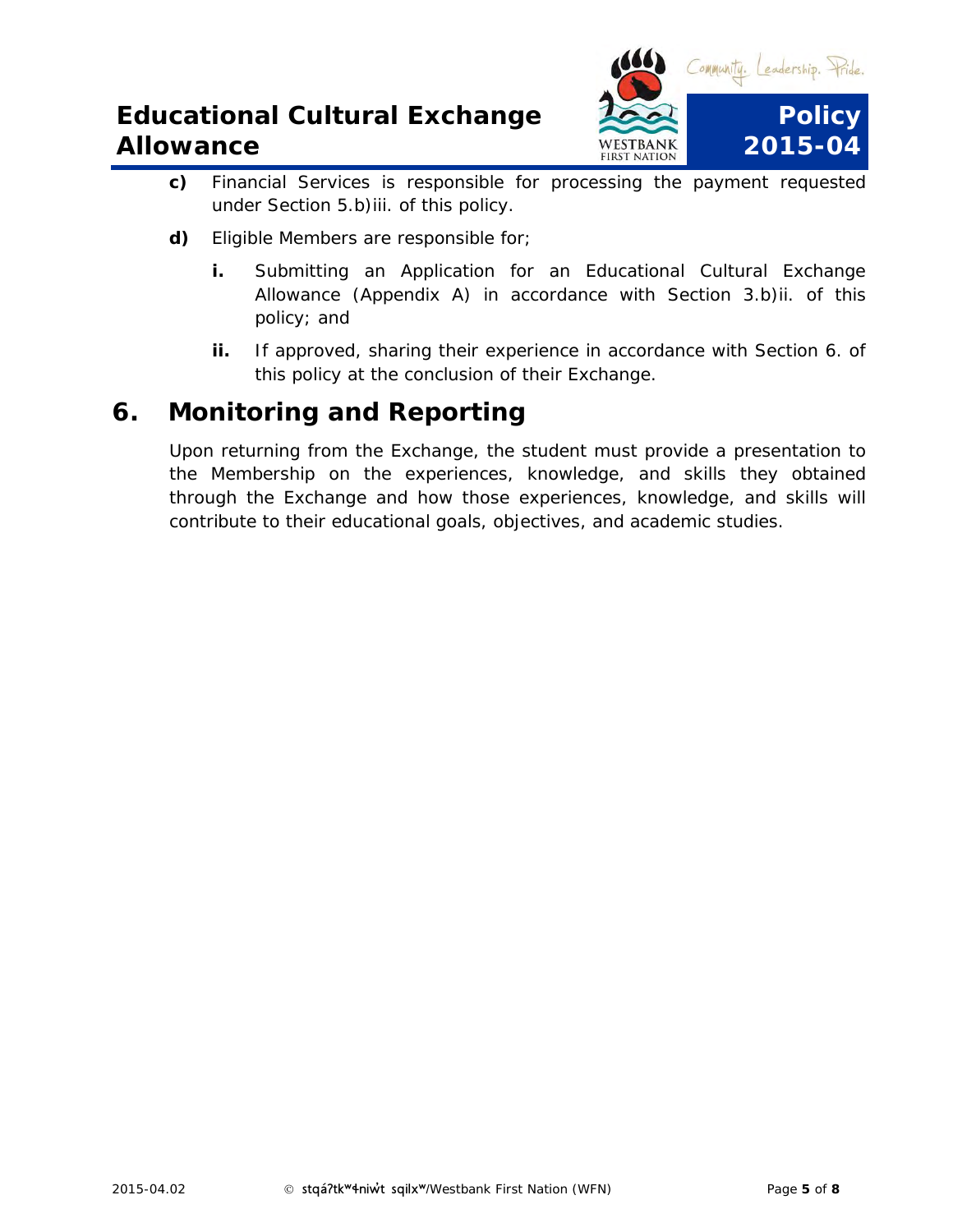c) Financial Services is responsible for processing the payment requested under Section 5.b)iii. of this policy.

d) Eligible Members are responsible for;

   i. Submitting an Application for an Educational Cultural Exchange Allowance (Appendix A) in accordance with Section 3.b)ii. of this policy; and

   ii. If approved, sharing their experience in accordance with Section 6. of this policy at the conclusion of their Exchange.

# 6. Monitoring and Reporting

Upon returning from the Exchange, the student must provide a presentation to the Membership on the experiences, knowledge, and skills they obtained through the Exchange and how those experiences, knowledge, and skills will contribute to their educational goals, objectives, and academic studies.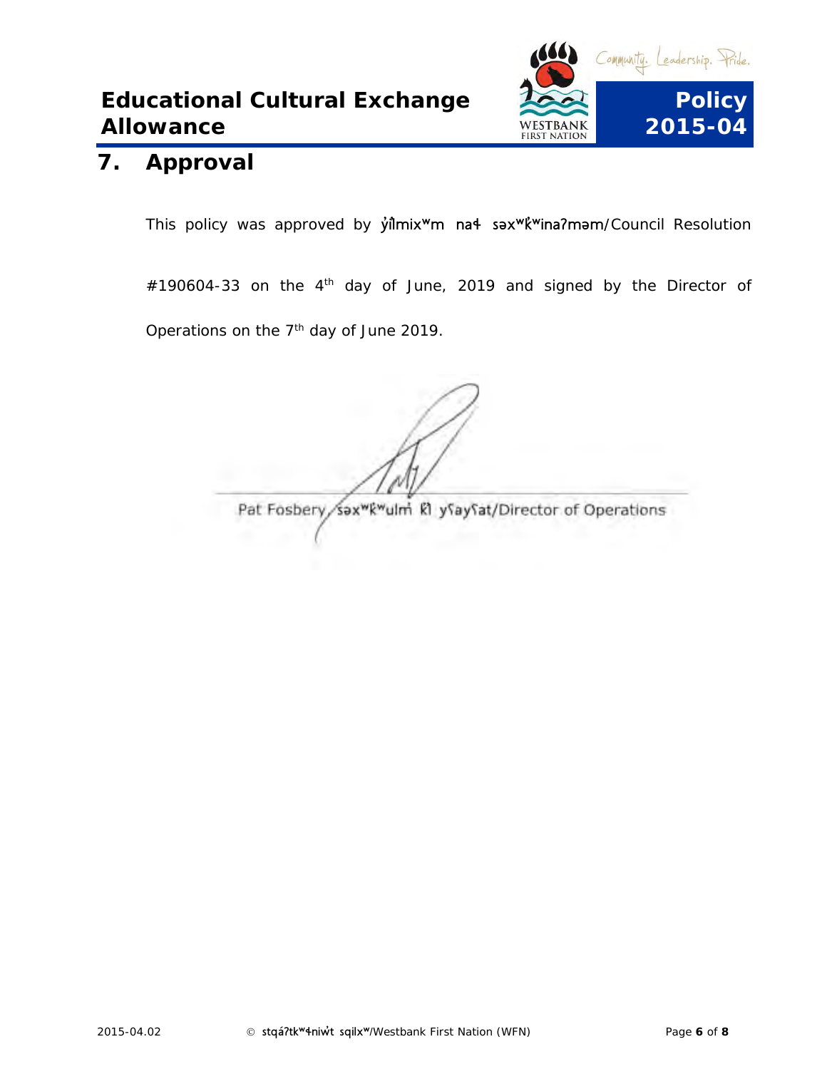## 7. Approval

This policy was approved by y̓i̓lmixʷm naɬ səxʷk̓ʷinaʔməm/Council Resolution #190604-33 on the 4th day of June, 2019 and signed by the Director of Operations on the 7th day of June 2019.

Pat Fosbery, səxʷk̓ʷulm̓ k̓l yʕayʕat/Director of Operations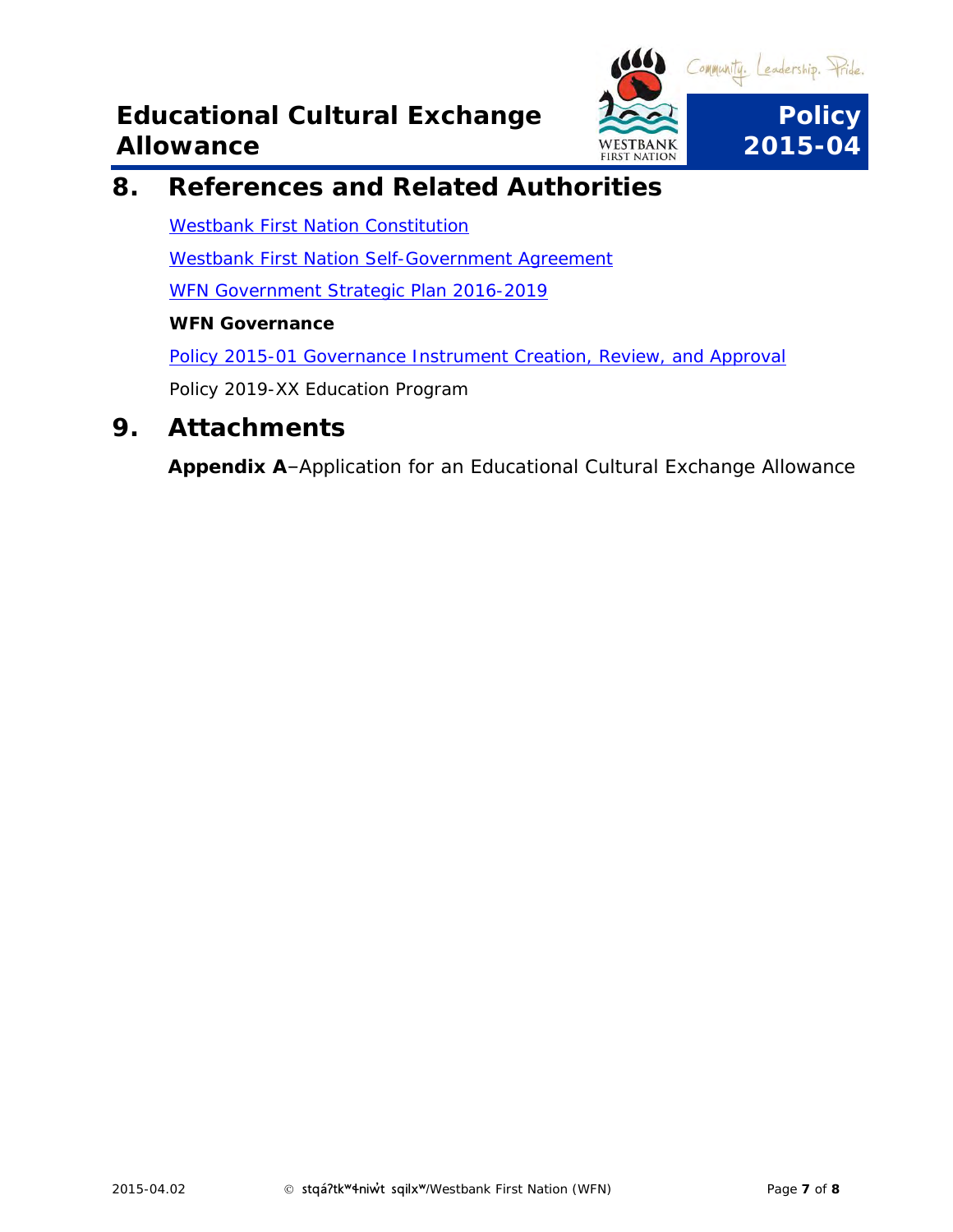## 8. References and Related Authorities

Westbank First Nation Constitution

Westbank First Nation Self-Government Agreement

WFN Government Strategic Plan 2016-2019

**WFN Governance**

Policy 2015-01 Governance Instrument Creation, Review, and Approval

Policy 2019-XX Education Program

## 9. Attachments

**Appendix A**–Application for an Educational Cultural Exchange Allowance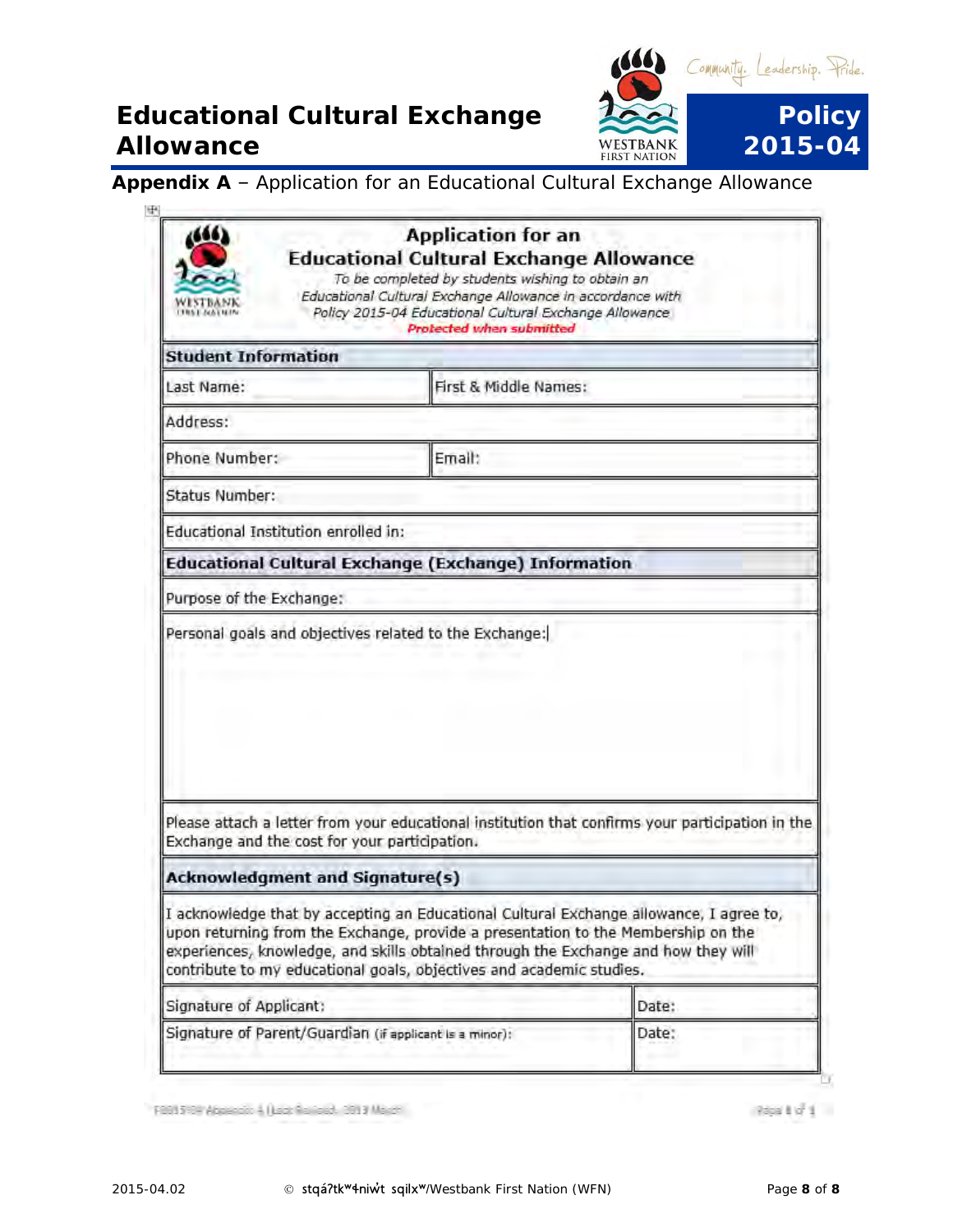**Appendix A** – Application for an Educational Cultural Exchange Allowance

## Application for an Educational Cultural Exchange Allowance

*To be completed by students wishing to obtain an Educational Cultural Exchange Allowance in accordance with Policy 2015-04 Educational Cultural Exchange Allowance*

*Protected when submitted*

| | |
|---|---|
| **Student Information** | |
| Last Name: | First & Middle Names: |
| Address: | |
| Phone Number: | Email: |
| Status Number: | |
| Educational Institution enrolled in: | |
| **Educational Cultural Exchange (Exchange) Information** | |
| Purpose of the Exchange: | |
| Personal goals and objectives related to the Exchange: | |
| Please attach a letter from your educational institution that confirms your participation in the Exchange and the cost for your participation. | |
| **Acknowledgment and Signature(s)** | |
| I acknowledge that by accepting an Educational Cultural Exchange allowance, I agree to, upon returning from the Exchange, provide a presentation to the Membership on the experiences, knowledge, and skills obtained through the Exchange and how they will contribute to my educational goals, objectives and academic studies. | |
| Signature of Applicant: | Date: |
| Signature of Parent/Guardian (if applicant is a minor): | Date: |